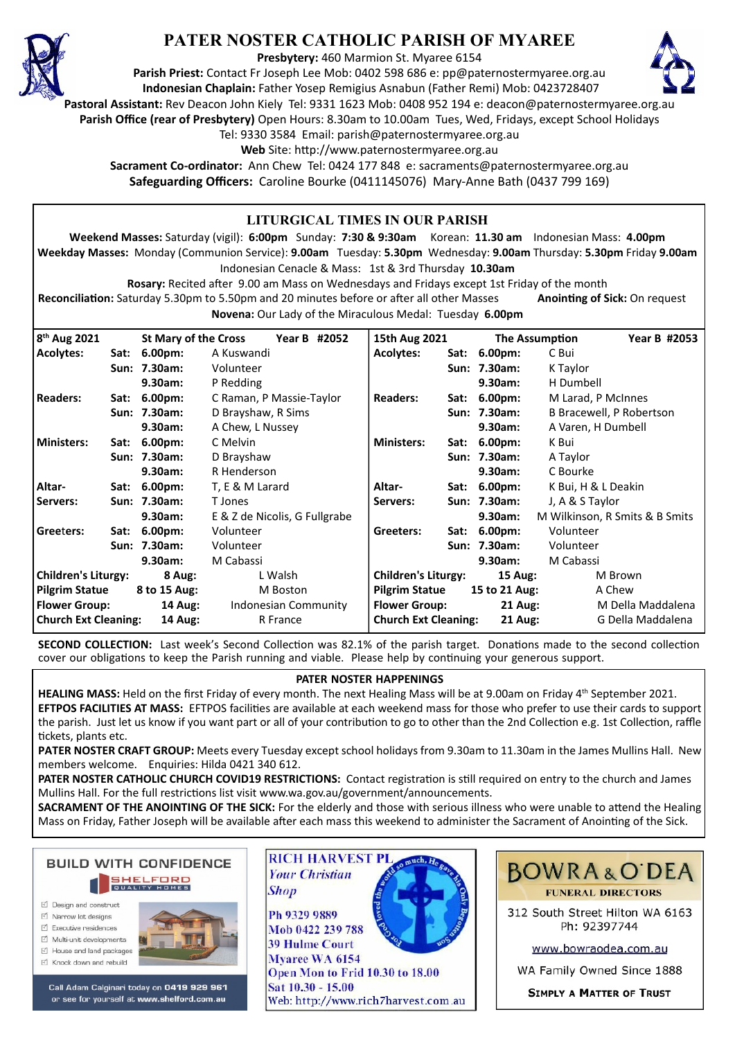# PATER NOSTER CATHOLIC PARISH OF MYAREE

**Presbytery:** 460 Marmion St. Myaree 6154
**Parish Priest:** Contact Fr Joseph Lee Mob: 0402 598 686 e: pp@paternostermyaree.org.au
**Indonesian Chaplain:** Father Yosep Remigius Asnabun (Father Remi) Mob: 0423728407
**Pastoral Assistant:** Rev Deacon John Kiely Tel: 9331 1623 Mob: 0408 952 194 e: deacon@paternostermyaree.org.au
**Parish Office (rear of Presbytery)** Open Hours: 8.30am to 10.00am Tues, Wed, Fridays, except School Holidays
Tel: 9330 3584 Email: parish@paternostermyaree.org.au
**Web** Site: http://www.paternostermyaree.org.au
**Sacrament Co-ordinator:** Ann Chew Tel: 0424 177 848 e: sacraments@paternostermyaree.org.au
**Safeguarding Officers:** Caroline Bourke (0411145076) Mary-Anne Bath (0437 799 169)

## LITURGICAL TIMES IN OUR PARISH

**Weekend Masses:** Saturday (vigil): **6:00pm** Sunday: **7:30 & 9:30am** Korean: **11.30 am** Indonesian Mass: **4.00pm**
**Weekday Masses:** Monday (Communion Service): **9.00am** Tuesday: **5.30pm** Wednesday: **9.00am** Thursday: **5.30pm** Friday **9.00am**
Indonesian Cenacle & Mass: 1st & 3rd Thursday **10.30am**
**Rosary:** Recited after 9.00 am Mass on Wednesdays and Fridays except 1st Friday of the month
**Reconciliation:** Saturday 5.30pm to 5.50pm and 20 minutes before or after all other Masses **Anointing of Sick:** On request
**Novena:** Our Lady of the Miraculous Medal: Tuesday **6.00pm**

| 8th Aug 2021 | | St Mary of the Cross | Year B #2052 | 15th Aug 2021 | | The Assumption | Year B #2053 |
|---|---|---|---|---|---|---|---|
| **Acolytes:** | Sat: | 6.00pm: | A Kuswandi | **Acolytes:** | Sat: 6.00pm: | | C Bui |
| | Sun: | 7.30am: | Volunteer | | Sun: 7.30am: | | K Taylor |
| | | 9.30am: | P Redding | | 9.30am: | | H Dumbell |
| **Readers:** | Sat: | 6.00pm: | C Raman, P Massie-Taylor | **Readers:** | Sat: 6.00pm: | | M Larad, P McInnes |
| | Sun: | 7.30am: | D Brayshaw, R Sims | | Sun: 7.30am: | | B Bracewell, P Robertson |
| | | 9.30am: | A Chew, L Nussey | | 9.30am: | | A Varen, H Dumbell |
| **Ministers:** | Sat: | 6.00pm: | C Melvin | **Ministers:** | Sat: 6.00pm: | | K Bui |
| | Sun: | 7.30am: | D Brayshaw | | Sun: 7.30am: | | A Taylor |
| | | 9.30am: | R Henderson | | 9.30am: | | C Bourke |
| **Altar-Servers:** | Sat: | 6.00pm: | T, E & M Larard | **Altar-Servers:** | Sat: 6.00pm: | | K Bui, H & L Deakin |
| | Sun: | 7.30am: | T Jones | | Sun: 7.30am: | | J, A & S Taylor |
| | | 9.30am: | E & Z de Nicolis, G Fullgrabe | | 9.30am: | | M Wilkinson, R Smits & B Smits |
| **Greeters:** | Sat: | 6.00pm: | Volunteer | **Greeters:** | Sat: 6.00pm: | | Volunteer |
| | Sun: | 7.30am: | Volunteer | | Sun: 7.30am: | | Volunteer |
| | | 9.30am: | M Cabassi | | 9.30am: | | M Cabassi |
| **Children's Liturgy:** | | 8 Aug: | L Walsh | **Children's Liturgy:** | 15 Aug: | | M Brown |
| **Pilgrim Statue** | | 8 to 15 Aug: | M Boston | **Pilgrim Statue** | 15 to 21 Aug: | | A Chew |
| **Flower Group:** | | 14 Aug: | Indonesian Community | **Flower Group:** | 21 Aug: | | M Della Maddalena |
| **Church Ext Cleaning:** | | 14 Aug: | R France | **Church Ext Cleaning:** | 21 Aug: | | G Della Maddalena |

**SECOND COLLECTION:** Last week's Second Collection was 82.1% of the parish target. Donations made to the second collection cover our obligations to keep the Parish running and viable. Please help by continuing your generous support.

## PATER NOSTER HAPPENINGS

**HEALING MASS:** Held on the first Friday of every month. The next Healing Mass will be at 9.00am on Friday 4th September 2021.

**EFTPOS FACILITIES AT MASS:** EFTPOS facilities are available at each weekend mass for those who prefer to use their cards to support the parish. Just let us know if you want part or all of your contribution to go to other than the 2nd Collection e.g. 1st Collection, raffle tickets, plants etc.

**PATER NOSTER CRAFT GROUP:** Meets every Tuesday except school holidays from 9.30am to 11.30am in the James Mullins Hall. New members welcome. Enquiries: Hilda 0421 340 612.

**PATER NOSTER CATHOLIC CHURCH COVID19 RESTRICTIONS:** Contact registration is still required on entry to the church and James Mullins Hall. For the full restrictions list visit www.wa.gov.au/government/announcements.

**SACRAMENT OF THE ANOINTING OF THE SICK:** For the elderly and those with serious illness who were unable to attend the Healing Mass on Friday, Father Joseph will be available after each mass this weekend to administer the Sacrament of Anointing of the Sick.

---

**BUILD WITH CONFIDENCE** — SHELFORD QUALITY HOMES
- Design and construct
- Narrow lot designs
- Executive residences
- Multi-unit developments
- House and land packages
- Knock down and rebuild

Call Adam Calginari today on 0419 929 961 or see for yourself at www.shelford.com.au

**RICH HARVEST PL** *Your Christian Shop*
Ph 9329 9889
Mob 0422 239 788
39 Hulme Court
Myaree WA 6154
Open Mon to Frid 10.30 to 18.00
Sat 10.30 - 15.00
Web: http://www.rich7harvest.com.au

**BOWRA & O'DEA** FUNERAL DIRECTORS
312 South Street Hilton WA 6163
Ph: 92397744
www.bowraodea.com.au
WA Family Owned Since 1888
SIMPLY A MATTER OF TRUST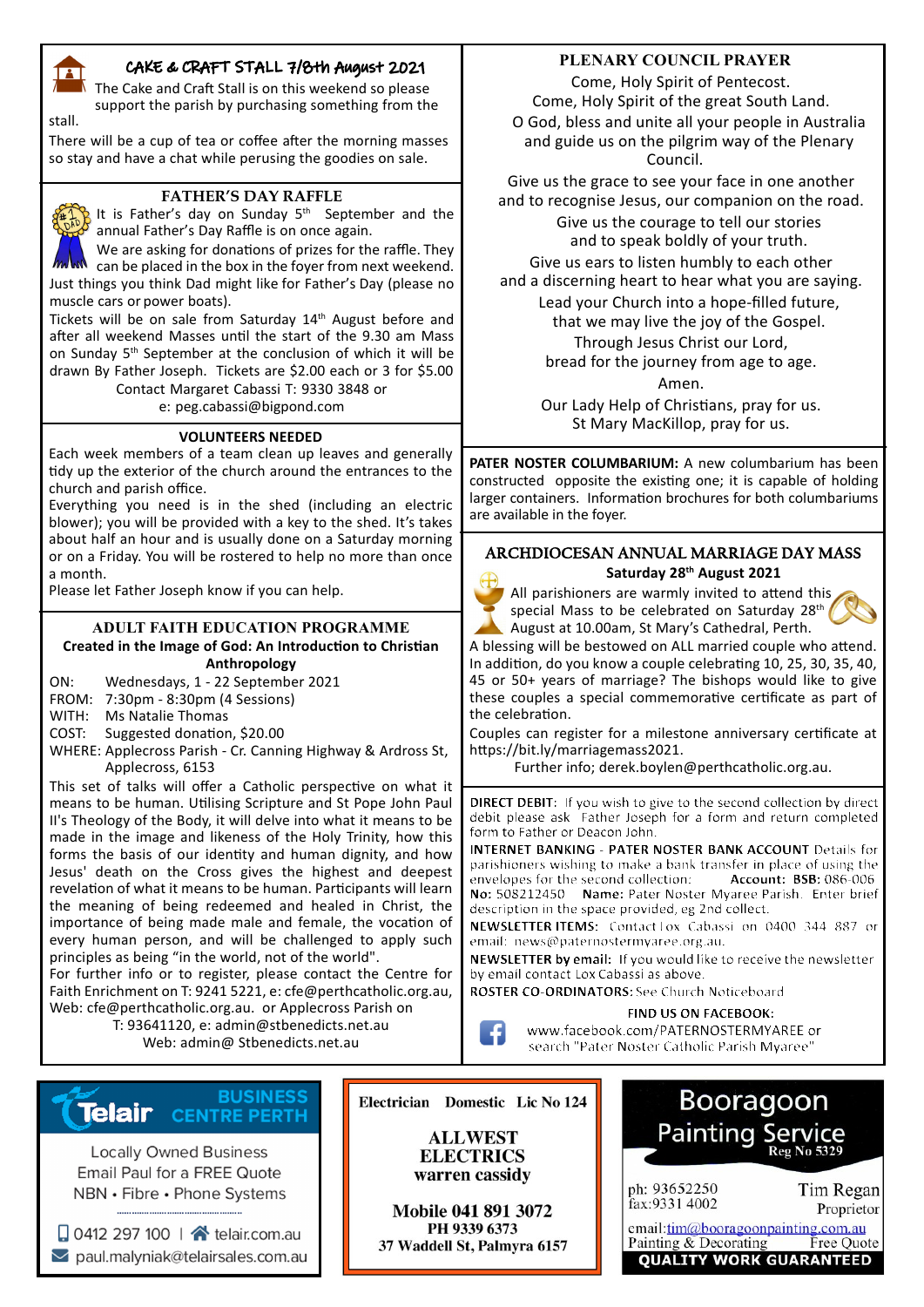## CAKE & CRAFT STALL 7/8th August 2021

The Cake and Craft Stall is on this weekend so please support the parish by purchasing something from the stall.

There will be a cup of tea or coffee after the morning masses so stay and have a chat while perusing the goodies on sale.

## FATHER'S DAY RAFFLE

It is Father's day on Sunday 5th September and the annual Father's Day Raffle is on once again.

We are asking for donations of prizes for the raffle. They can be placed in the box in the foyer from next weekend. Just things you think Dad might like for Father's Day (please no muscle cars or power boats).

Tickets will be on sale from Saturday 14th August before and after all weekend Masses until the start of the 9.30 am Mass on Sunday 5th September at the conclusion of which it will be drawn By Father Joseph. Tickets are $2.00 each or 3 for $5.00

Contact Margaret Cabassi T: 9330 3848 or
e: peg.cabassi@bigpond.com

## VOLUNTEERS NEEDED

Each week members of a team clean up leaves and generally tidy up the exterior of the church around the entrances to the church and parish office.

Everything you need is in the shed (including an electric blower); you will be provided with a key to the shed. It's takes about half an hour and is usually done on a Saturday morning or on a Friday. You will be rostered to help no more than once a month.

Please let Father Joseph know if you can help.

## ADULT FAITH EDUCATION PROGRAMME

**Created in the Image of God: An Introduction to Christian Anthropology**

ON: Wednesdays, 1 - 22 September 2021
FROM: 7:30pm - 8:30pm (4 Sessions)
WITH: Ms Natalie Thomas
COST: Suggested donation, $20.00
WHERE: Applecross Parish - Cr. Canning Highway & Ardross St, Applecross, 6153

This set of talks will offer a Catholic perspective on what it means to be human. Utilising Scripture and St Pope John Paul II's Theology of the Body, it will delve into what it means to be made in the image and likeness of the Holy Trinity, how this forms the basis of our identity and human dignity, and how Jesus' death on the Cross gives the highest and deepest revelation of what it means to be human. Participants will learn the meaning of being redeemed and healed in Christ, the importance of being made male and female, the vocation of every human person, and will be challenged to apply such principles as being "in the world, not of the world".

For further info or to register, please contact the Centre for Faith Enrichment on T: 9241 5221, e: cfe@perthcatholic.org.au, Web: cfe@perthcatholic.org.au. or Applecross Parish on
T: 93641120, e: admin@stbenedicts.net.au
Web: admin@ Stbenedicts.net.au

## PLENARY COUNCIL PRAYER

Come, Holy Spirit of Pentecost.
Come, Holy Spirit of the great South Land.
O God, bless and unite all your people in Australia and guide us on the pilgrim way of the Plenary Council.
Give us the grace to see your face in one another and to recognise Jesus, our companion on the road.
Give us the courage to tell our stories and to speak boldly of your truth.
Give us ears to listen humbly to each other and a discerning heart to hear what you are saying.
Lead your Church into a hope-filled future, that we may live the joy of the Gospel.
Through Jesus Christ our Lord, bread for the journey from age to age.
Amen.
Our Lady Help of Christians, pray for us.
St Mary MacKillop, pray for us.

**PATER NOSTER COLUMBARIUM:** A new columbarium has been constructed opposite the existing one; it is capable of holding larger containers. Information brochures for both columbariums are available in the foyer.

## ARCHDIOCESAN ANNUAL MARRIAGE DAY MASS

**Saturday 28th August 2021**

All parishioners are warmly invited to attend this special Mass to be celebrated on Saturday 28th August at 10.00am, St Mary's Cathedral, Perth.

A blessing will be bestowed on ALL married couple who attend. In addition, do you know a couple celebrating 10, 25, 30, 35, 40, 45 or 50+ years of marriage? The bishops would like to give these couples a special commemorative certificate as part of the celebration.

Couples can register for a milestone anniversary certificate at https://bit.ly/marriagemass2021.

Further info; derek.boylen@perthcatholic.org.au.

**DIRECT DEBIT**: If you wish to give to the second collection by direct debit please ask Father Joseph for a form and return completed form to Father or Deacon John.

**INTERNET BANKING - PATER NOSTER BANK ACCOUNT** Details for parishioners wishing to make a bank transfer in place of using the envelopes for the second collection: **Account: BSB:** 086-006 **No:** 508212450 **Name:** Pater Noster Myaree Parish. Enter brief description in the space provided, eg 2nd collect.

**NEWSLETTER ITEMS**: Contact Lox Cabassi on 0400 344 887 or email: news@paternostermyaree.org.au.

**NEWSLETTER by email:** If you would like to receive the newsletter by email contact Lox Cabassi as above.

**ROSTER CO-ORDINATORS:** See Church Noticeboard

**FIND US ON FACEBOOK:**
www.facebook.com/PATERNOSTERMYAREE or search "Pater Noster Catholic Parish Myaree"

---

**Telair BUSINESS CENTRE PERTH**
Locally Owned Business
Email Paul for a FREE Quote
NBN • Fibre • Phone Systems
0412 297 100 | telair.com.au
paul.malyniak@telairsales.com.au

**Electrician Domestic Lic No 124**
**ALLWEST ELECTRICS**
**warren cassidy**
**Mobile 041 891 3072**
**PH 9339 6373**
**37 Waddell St, Palmyra 6157**

**Booragoon Painting Service**
Reg No 5329
ph: 93652250
fax:9331 4002
Tim Regan
Proprietor
email:tim@booragoonpainting.com.au
Painting & Decorating Free Quote
**QUALITY WORK GUARANTEED**